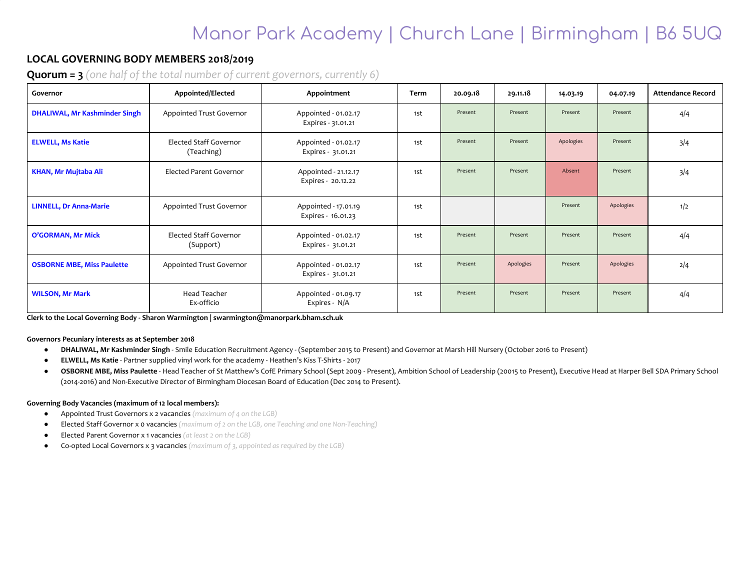# Manor Park Academy | Church Lane | Birmingham | B6 5UQ

## LOCAL GOVERNING BODY MEMBERS 2018/2019

**Quorum = 3** *(one half of the total number of current governors, currently 6)*

| Governor | Appointed/Elected | Appointment | Term | 20.09.18 | 29.11.18 | 14.03.19 | 04.07.19 | Attendance Record |
|---|---|---|---|---|---|---|---|---|
| **DHALIWAL, Mr Kashminder Singh** | Appointed Trust Governor | Appointed - 01.02.17<br>Expires - 31.01.21 | 1st | Present | Present | Present | Present | 4/4 |
| **ELWELL, Ms Katie** | Elected Staff Governor (Teaching) | Appointed - 01.02.17<br>Expires - 31.01.21 | 1st | Present | Present | Apologies | Present | 3/4 |
| **KHAN, Mr Mujtaba Ali** | Elected Parent Governor | Appointed - 21.12.17<br>Expires - 20.12.22 | 1st | Present | Present | Absent | Present | 3/4 |
| **LINNELL, Dr Anna-Marie** | Appointed Trust Governor | Appointed - 17.01.19<br>Expires - 16.01.23 | 1st | | | Present | Apologies | 1/2 |
| **O'GORMAN, Mr Mick** | Elected Staff Governor (Support) | Appointed - 01.02.17<br>Expires - 31.01.21 | 1st | Present | Present | Present | Present | 4/4 |
| **OSBORNE MBE, Miss Paulette** | Appointed Trust Governor | Appointed - 01.02.17<br>Expires - 31.01.21 | 1st | Present | Apologies | Present | Apologies | 2/4 |
| **WILSON, Mr Mark** | Head Teacher<br>Ex-officio | Appointed - 01.09.17<br>Expires - N/A | 1st | Present | Present | Present | Present | 4/4 |

**Clerk to the Local Governing Body - Sharon Warmington | swarmington@manorpark.bham.sch.uk**

**Governors Pecuniary interests as at September 2018**

- **DHALIWAL, Mr Kashminder Singh** - Smile Education Recruitment Agency - (September 2015 to Present) and Governor at Marsh Hill Nursery (October 2016 to Present)
- **ELWELL, Ms Katie** - Partner supplied vinyl work for the academy - Heathen's Kiss T-Shirts - 2017
- **OSBORNE MBE, Miss Paulette** - Head Teacher of St Matthew's CofE Primary School (Sept 2009 - Present), Ambition School of Leadership (20015 to Present), Executive Head at Harper Bell SDA Primary School (2014-2016) and Non-Executive Director of Birmingham Diocesan Board of Education (Dec 2014 to Present).

**Governing Body Vacancies (maximum of 12 local members):**

- Appointed Trust Governors x 2 vacancies *(maximum of 4 on the LGB)*
- Elected Staff Governor x 0 vacancies *(maximum of 2 on the LGB, one Teaching and one Non-Teaching)*
- Elected Parent Governor x 1 vacancies *(at least 2 on the LGB)*
- Co-opted Local Governors x 3 vacancies *(maximum of 3, appointed as required by the LGB)*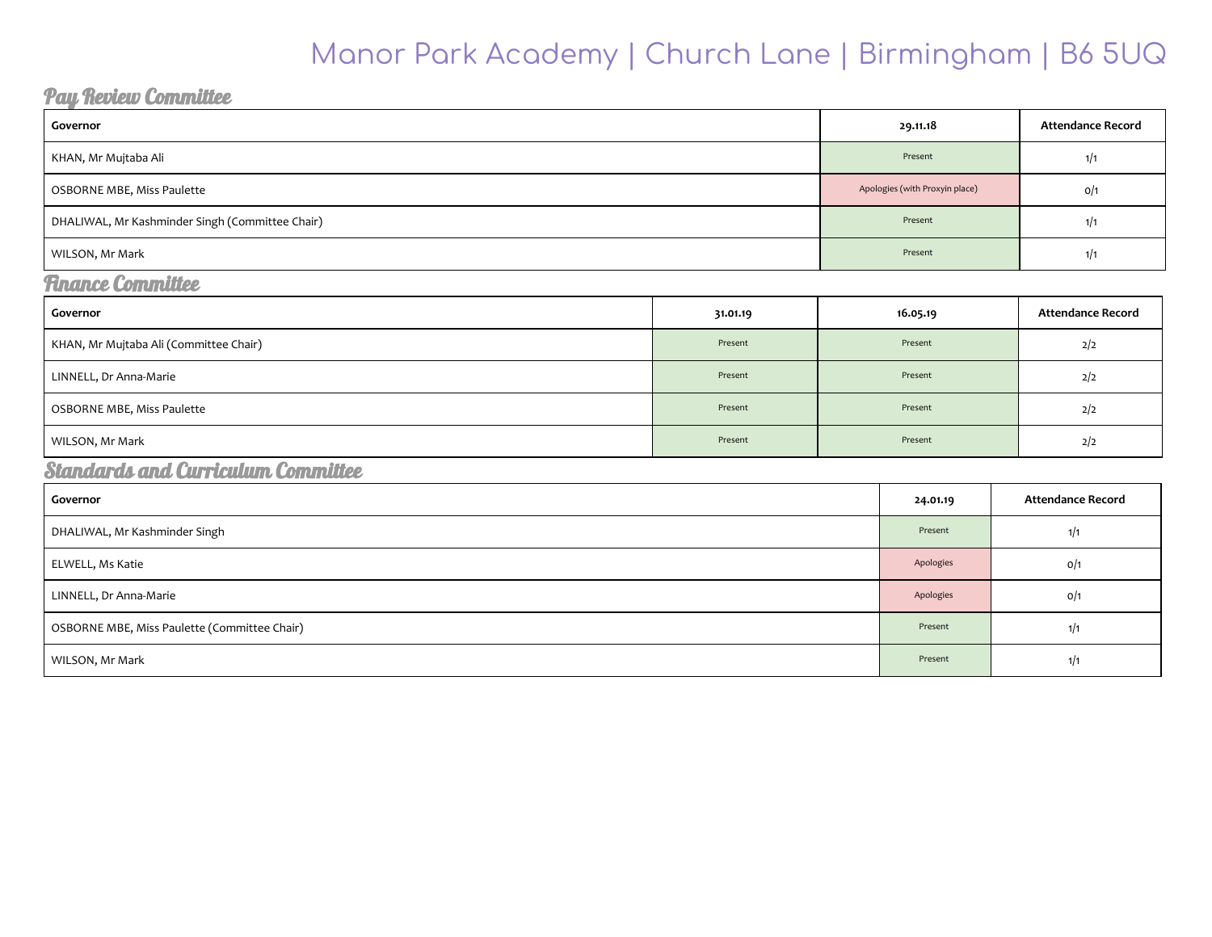# Manor Park Academy | Church Lane | Birmingham | B6 5UQ

## Pay Review Committee

| Governor | 29.11.18 | Attendance Record |
|---|---|---|
| KHAN, Mr Mujtaba Ali | Present | 1/1 |
| OSBORNE MBE, Miss Paulette | Apologies (with Proxyin place) | 0/1 |
| DHALIWAL, Mr Kashminder Singh (Committee Chair) | Present | 1/1 |
| WILSON, Mr Mark | Present | 1/1 |

## Finance Committee

| Governor | 31.01.19 | 16.05.19 | Attendance Record |
|---|---|---|---|
| KHAN, Mr Mujtaba Ali (Committee Chair) | Present | Present | 2/2 |
| LINNELL, Dr Anna-Marie | Present | Present | 2/2 |
| OSBORNE MBE, Miss Paulette | Present | Present | 2/2 |
| WILSON, Mr Mark | Present | Present | 2/2 |

## Standards and Curriculum Committee

| Governor | 24.01.19 | Attendance Record |
|---|---|---|
| DHALIWAL, Mr Kashminder Singh | Present | 1/1 |
| ELWELL, Ms Katie | Apologies | 0/1 |
| LINNELL, Dr Anna-Marie | Apologies | 0/1 |
| OSBORNE MBE, Miss Paulette (Committee Chair) | Present | 1/1 |
| WILSON, Mr Mark | Present | 1/1 |